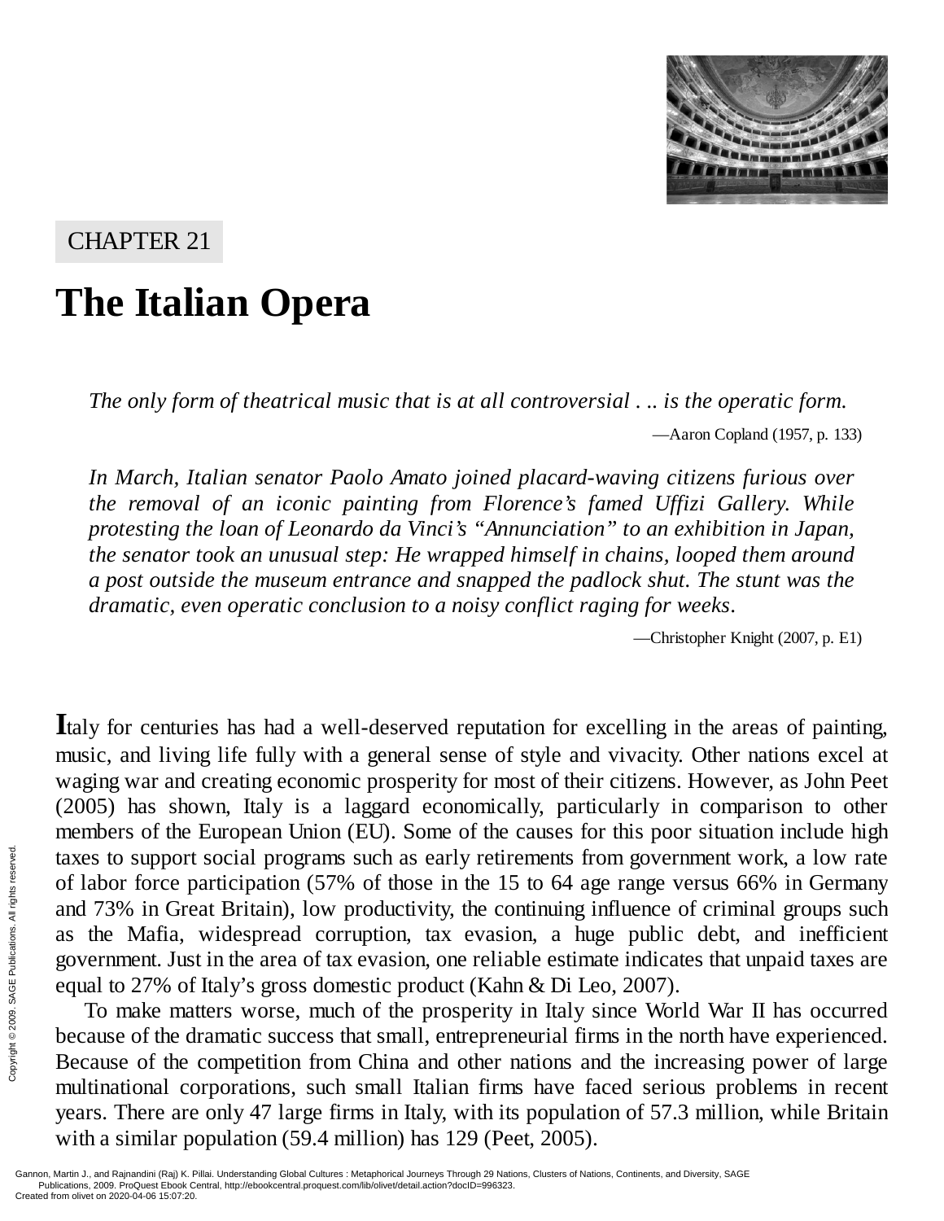CHAPTER 21

# The Italian Opera

*The only form of theatrical music that is at all controversial . .. is the operatic form.*

—Aaron Copland (1957, p. 133)

*In March, Italian senator Paolo Amato joined placard-waving citizens furious over the removal of an iconic painting from Florence's famed Uffizi Gallery. While protesting the loan of Leonardo da Vinci's "Annunciation" to an exhibition in Japan, the senator took an unusual step: He wrapped himself in chains, looped them around a post outside the museum entrance and snapped the padlock shut. The stunt was the dramatic, even operatic conclusion to a noisy conflict raging for weeks.*

—Christopher Knight (2007, p. E1)

Italy for centuries has had a well-deserved reputation for excelling in the areas of painting, music, and living life fully with a general sense of style and vivacity. Other nations excel at waging war and creating economic prosperity for most of their citizens. However, as John Peet (2005) has shown, Italy is a laggard economically, particularly in comparison to other members of the European Union (EU). Some of the causes for this poor situation include high taxes to support social programs such as early retirements from government work, a low rate of labor force participation (57% of those in the 15 to 64 age range versus 66% in Germany and 73% in Great Britain), low productivity, the continuing influence of criminal groups such as the Mafia, widespread corruption, tax evasion, a huge public debt, and inefficient government. Just in the area of tax evasion, one reliable estimate indicates that unpaid taxes are equal to 27% of Italy's gross domestic product (Kahn & Di Leo, 2007).

To make matters worse, much of the prosperity in Italy since World War II has occurred because of the dramatic success that small, entrepreneurial firms in the north have experienced. Because of the competition from China and other nations and the increasing power of large multinational corporations, such small Italian firms have faced serious problems in recent years. There are only 47 large firms in Italy, with its population of 57.3 million, while Britain with a similar population (59.4 million) has 129 (Peet, 2005).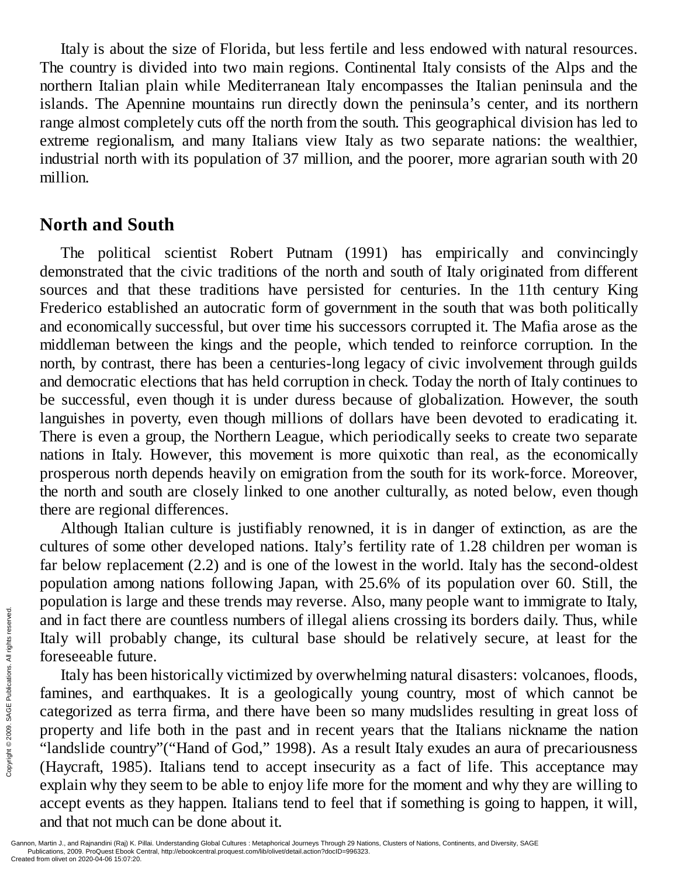Italy is about the size of Florida, but less fertile and less endowed with natural resources. The country is divided into two main regions. Continental Italy consists of the Alps and the northern Italian plain while Mediterranean Italy encompasses the Italian peninsula and the islands. The Apennine mountains run directly down the peninsula's center, and its northern range almost completely cuts off the north from the south. This geographical division has led to extreme regionalism, and many Italians view Italy as two separate nations: the wealthier, industrial north with its population of 37 million, and the poorer, more agrarian south with 20 million.

## North and South

The political scientist Robert Putnam (1991) has empirically and convincingly demonstrated that the civic traditions of the north and south of Italy originated from different sources and that these traditions have persisted for centuries. In the 11th century King Frederico established an autocratic form of government in the south that was both politically and economically successful, but over time his successors corrupted it. The Mafia arose as the middleman between the kings and the people, which tended to reinforce corruption. In the north, by contrast, there has been a centuries-long legacy of civic involvement through guilds and democratic elections that has held corruption in check. Today the north of Italy continues to be successful, even though it is under duress because of globalization. However, the south languishes in poverty, even though millions of dollars have been devoted to eradicating it. There is even a group, the Northern League, which periodically seeks to create two separate nations in Italy. However, this movement is more quixotic than real, as the economically prosperous north depends heavily on emigration from the south for its work-force. Moreover, the north and south are closely linked to one another culturally, as noted below, even though there are regional differences.

Although Italian culture is justifiably renowned, it is in danger of extinction, as are the cultures of some other developed nations. Italy's fertility rate of 1.28 children per woman is far below replacement (2.2) and is one of the lowest in the world. Italy has the second-oldest population among nations following Japan, with 25.6% of its population over 60. Still, the population is large and these trends may reverse. Also, many people want to immigrate to Italy, and in fact there are countless numbers of illegal aliens crossing its borders daily. Thus, while Italy will probably change, its cultural base should be relatively secure, at least for the foreseeable future.

Italy has been historically victimized by overwhelming natural disasters: volcanoes, floods, famines, and earthquakes. It is a geologically young country, most of which cannot be categorized as terra firma, and there have been so many mudslides resulting in great loss of property and life both in the past and in recent years that the Italians nickname the nation "landslide country"("Hand of God," 1998). As a result Italy exudes an aura of precariousness (Haycraft, 1985). Italians tend to accept insecurity as a fact of life. This acceptance may explain why they seem to be able to enjoy life more for the moment and why they are willing to accept events as they happen. Italians tend to feel that if something is going to happen, it will, and that not much can be done about it.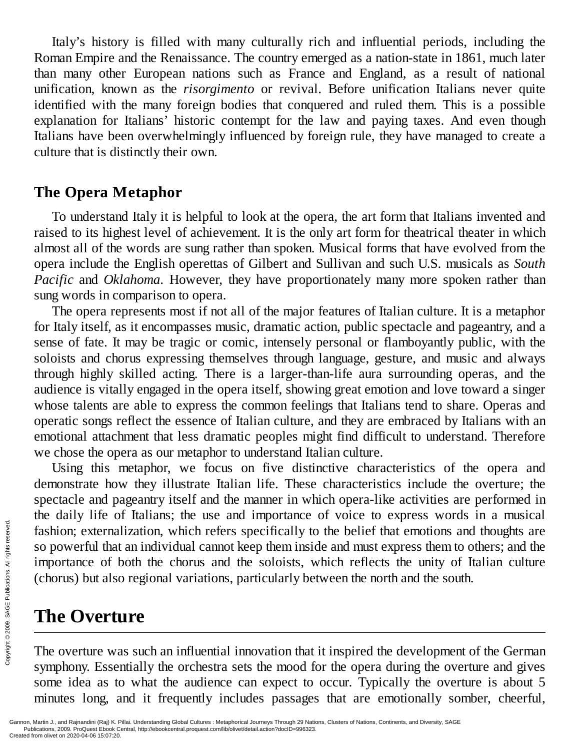Italy's history is filled with many culturally rich and influential periods, including the Roman Empire and the Renaissance. The country emerged as a nation-state in 1861, much later than many other European nations such as France and England, as a result of national unification, known as the *risorgimento* or revival. Before unification Italians never quite identified with the many foreign bodies that conquered and ruled them. This is a possible explanation for Italians' historic contempt for the law and paying taxes. And even though Italians have been overwhelmingly influenced by foreign rule, they have managed to create a culture that is distinctly their own.

## The Opera Metaphor

To understand Italy it is helpful to look at the opera, the art form that Italians invented and raised to its highest level of achievement. It is the only art form for theatrical theater in which almost all of the words are sung rather than spoken. Musical forms that have evolved from the opera include the English operettas of Gilbert and Sullivan and such U.S. musicals as *South Pacific* and *Oklahoma*. However, they have proportionately many more spoken rather than sung words in comparison to opera.

The opera represents most if not all of the major features of Italian culture. It is a metaphor for Italy itself, as it encompasses music, dramatic action, public spectacle and pageantry, and a sense of fate. It may be tragic or comic, intensely personal or flamboyantly public, with the soloists and chorus expressing themselves through language, gesture, and music and always through highly skilled acting. There is a larger-than-life aura surrounding operas, and the audience is vitally engaged in the opera itself, showing great emotion and love toward a singer whose talents are able to express the common feelings that Italians tend to share. Operas and operatic songs reflect the essence of Italian culture, and they are embraced by Italians with an emotional attachment that less dramatic peoples might find difficult to understand. Therefore we chose the opera as our metaphor to understand Italian culture.

Using this metaphor, we focus on five distinctive characteristics of the opera and demonstrate how they illustrate Italian life. These characteristics include the overture; the spectacle and pageantry itself and the manner in which opera-like activities are performed in the daily life of Italians; the use and importance of voice to express words in a musical fashion; externalization, which refers specifically to the belief that emotions and thoughts are so powerful that an individual cannot keep them inside and must express them to others; and the importance of both the chorus and the soloists, which reflects the unity of Italian culture (chorus) but also regional variations, particularly between the north and the south.

# The Overture

The overture was such an influential innovation that it inspired the development of the German symphony. Essentially the orchestra sets the mood for the opera during the overture and gives some idea as to what the audience can expect to occur. Typically the overture is about 5 minutes long, and it frequently includes passages that are emotionally somber, cheerful,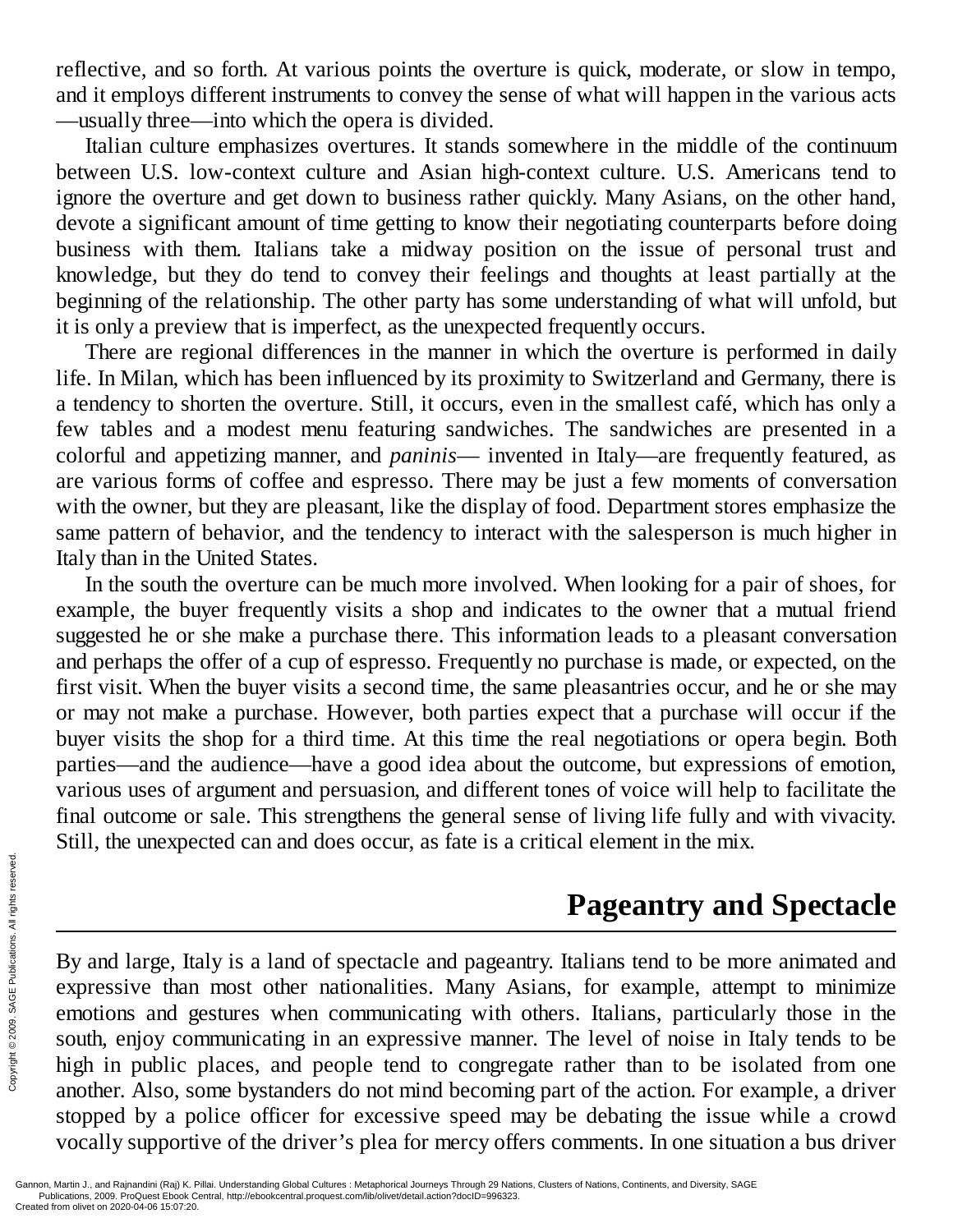reflective, and so forth. At various points the overture is quick, moderate, or slow in tempo, and it employs different instruments to convey the sense of what will happen in the various acts —usually three—into which the opera is divided.

Italian culture emphasizes overtures. It stands somewhere in the middle of the continuum between U.S. low-context culture and Asian high-context culture. U.S. Americans tend to ignore the overture and get down to business rather quickly. Many Asians, on the other hand, devote a significant amount of time getting to know their negotiating counterparts before doing business with them. Italians take a midway position on the issue of personal trust and knowledge, but they do tend to convey their feelings and thoughts at least partially at the beginning of the relationship. The other party has some understanding of what will unfold, but it is only a preview that is imperfect, as the unexpected frequently occurs.

There are regional differences in the manner in which the overture is performed in daily life. In Milan, which has been influenced by its proximity to Switzerland and Germany, there is a tendency to shorten the overture. Still, it occurs, even in the smallest café, which has only a few tables and a modest menu featuring sandwiches. The sandwiches are presented in a colorful and appetizing manner, and *paninis*— invented in Italy—are frequently featured, as are various forms of coffee and espresso. There may be just a few moments of conversation with the owner, but they are pleasant, like the display of food. Department stores emphasize the same pattern of behavior, and the tendency to interact with the salesperson is much higher in Italy than in the United States.

In the south the overture can be much more involved. When looking for a pair of shoes, for example, the buyer frequently visits a shop and indicates to the owner that a mutual friend suggested he or she make a purchase there. This information leads to a pleasant conversation and perhaps the offer of a cup of espresso. Frequently no purchase is made, or expected, on the first visit. When the buyer visits a second time, the same pleasantries occur, and he or she may or may not make a purchase. However, both parties expect that a purchase will occur if the buyer visits the shop for a third time. At this time the real negotiations or opera begin. Both parties—and the audience—have a good idea about the outcome, but expressions of emotion, various uses of argument and persuasion, and different tones of voice will help to facilitate the final outcome or sale. This strengthens the general sense of living life fully and with vivacity. Still, the unexpected can and does occur, as fate is a critical element in the mix.

## Pageantry and Spectacle

By and large, Italy is a land of spectacle and pageantry. Italians tend to be more animated and expressive than most other nationalities. Many Asians, for example, attempt to minimize emotions and gestures when communicating with others. Italians, particularly those in the south, enjoy communicating in an expressive manner. The level of noise in Italy tends to be high in public places, and people tend to congregate rather than to be isolated from one another. Also, some bystanders do not mind becoming part of the action. For example, a driver stopped by a police officer for excessive speed may be debating the issue while a crowd vocally supportive of the driver's plea for mercy offers comments. In one situation a bus driver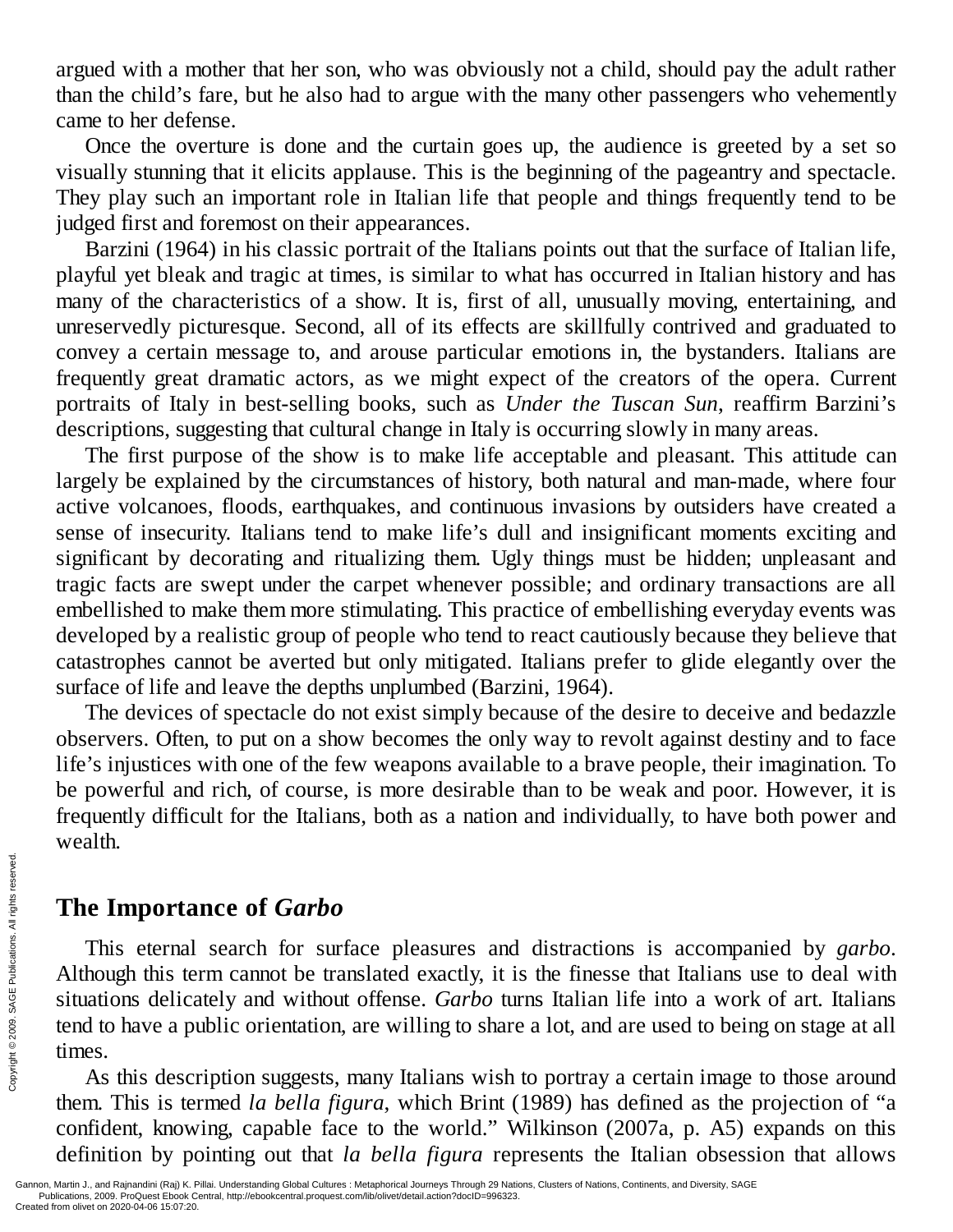argued with a mother that her son, who was obviously not a child, should pay the adult rather than the child's fare, but he also had to argue with the many other passengers who vehemently came to her defense.

Once the overture is done and the curtain goes up, the audience is greeted by a set so visually stunning that it elicits applause. This is the beginning of the pageantry and spectacle. They play such an important role in Italian life that people and things frequently tend to be judged first and foremost on their appearances.

Barzini (1964) in his classic portrait of the Italians points out that the surface of Italian life, playful yet bleak and tragic at times, is similar to what has occurred in Italian history and has many of the characteristics of a show. It is, first of all, unusually moving, entertaining, and unreservedly picturesque. Second, all of its effects are skillfully contrived and graduated to convey a certain message to, and arouse particular emotions in, the bystanders. Italians are frequently great dramatic actors, as we might expect of the creators of the opera. Current portraits of Italy in best-selling books, such as *Under the Tuscan Sun*, reaffirm Barzini's descriptions, suggesting that cultural change in Italy is occurring slowly in many areas.

The first purpose of the show is to make life acceptable and pleasant. This attitude can largely be explained by the circumstances of history, both natural and man-made, where four active volcanoes, floods, earthquakes, and continuous invasions by outsiders have created a sense of insecurity. Italians tend to make life's dull and insignificant moments exciting and significant by decorating and ritualizing them. Ugly things must be hidden; unpleasant and tragic facts are swept under the carpet whenever possible; and ordinary transactions are all embellished to make them more stimulating. This practice of embellishing everyday events was developed by a realistic group of people who tend to react cautiously because they believe that catastrophes cannot be averted but only mitigated. Italians prefer to glide elegantly over the surface of life and leave the depths unplumbed (Barzini, 1964).

The devices of spectacle do not exist simply because of the desire to deceive and bedazzle observers. Often, to put on a show becomes the only way to revolt against destiny and to face life's injustices with one of the few weapons available to a brave people, their imagination. To be powerful and rich, of course, is more desirable than to be weak and poor. However, it is frequently difficult for the Italians, both as a nation and individually, to have both power and wealth.

## The Importance of *Garbo*

This eternal search for surface pleasures and distractions is accompanied by *garbo*. Although this term cannot be translated exactly, it is the finesse that Italians use to deal with situations delicately and without offense. *Garbo* turns Italian life into a work of art. Italians tend to have a public orientation, are willing to share a lot, and are used to being on stage at all times.

As this description suggests, many Italians wish to portray a certain image to those around them. This is termed *la bella figura*, which Brint (1989) has defined as the projection of "a confident, knowing, capable face to the world." Wilkinson (2007a, p. A5) expands on this definition by pointing out that *la bella figura* represents the Italian obsession that allows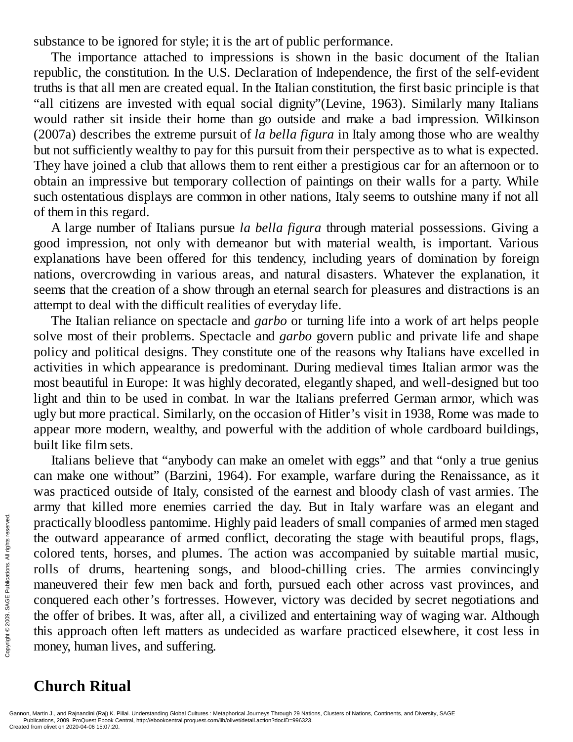substance to be ignored for style; it is the art of public performance.

The importance attached to impressions is shown in the basic document of the Italian republic, the constitution. In the U.S. Declaration of Independence, the first of the self-evident truths is that all men are created equal. In the Italian constitution, the first basic principle is that "all citizens are invested with equal social dignity"(Levine, 1963). Similarly many Italians would rather sit inside their home than go outside and make a bad impression. Wilkinson (2007a) describes the extreme pursuit of *la bella figura* in Italy among those who are wealthy but not sufficiently wealthy to pay for this pursuit from their perspective as to what is expected. They have joined a club that allows them to rent either a prestigious car for an afternoon or to obtain an impressive but temporary collection of paintings on their walls for a party. While such ostentatious displays are common in other nations, Italy seems to outshine many if not all of them in this regard.

A large number of Italians pursue *la bella figura* through material possessions. Giving a good impression, not only with demeanor but with material wealth, is important. Various explanations have been offered for this tendency, including years of domination by foreign nations, overcrowding in various areas, and natural disasters. Whatever the explanation, it seems that the creation of a show through an eternal search for pleasures and distractions is an attempt to deal with the difficult realities of everyday life.

The Italian reliance on spectacle and *garbo* or turning life into a work of art helps people solve most of their problems. Spectacle and *garbo* govern public and private life and shape policy and political designs. They constitute one of the reasons why Italians have excelled in activities in which appearance is predominant. During medieval times Italian armor was the most beautiful in Europe: It was highly decorated, elegantly shaped, and well-designed but too light and thin to be used in combat. In war the Italians preferred German armor, which was ugly but more practical. Similarly, on the occasion of Hitler's visit in 1938, Rome was made to appear more modern, wealthy, and powerful with the addition of whole cardboard buildings, built like film sets.

Italians believe that "anybody can make an omelet with eggs" and that "only a true genius can make one without" (Barzini, 1964). For example, warfare during the Renaissance, as it was practiced outside of Italy, consisted of the earnest and bloody clash of vast armies. The army that killed more enemies carried the day. But in Italy warfare was an elegant and practically bloodless pantomime. Highly paid leaders of small companies of armed men staged the outward appearance of armed conflict, decorating the stage with beautiful props, flags, colored tents, horses, and plumes. The action was accompanied by suitable martial music, rolls of drums, heartening songs, and blood-chilling cries. The armies convincingly maneuvered their few men back and forth, pursued each other across vast provinces, and conquered each other's fortresses. However, victory was decided by secret negotiations and the offer of bribes. It was, after all, a civilized and entertaining way of waging war. Although this approach often left matters as undecided as warfare practiced elsewhere, it cost less in money, human lives, and suffering.

## Church Ritual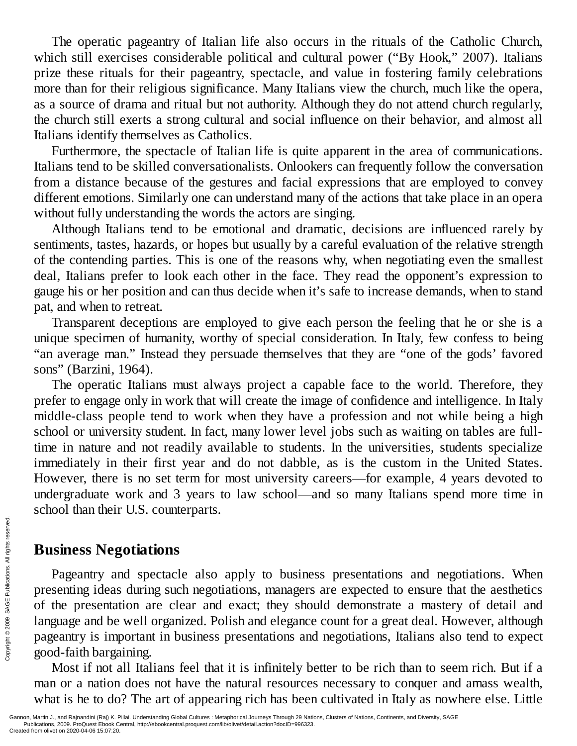The operatic pageantry of Italian life also occurs in the rituals of the Catholic Church, which still exercises considerable political and cultural power ("By Hook," 2007). Italians prize these rituals for their pageantry, spectacle, and value in fostering family celebrations more than for their religious significance. Many Italians view the church, much like the opera, as a source of drama and ritual but not authority. Although they do not attend church regularly, the church still exerts a strong cultural and social influence on their behavior, and almost all Italians identify themselves as Catholics.

Furthermore, the spectacle of Italian life is quite apparent in the area of communications. Italians tend to be skilled conversationalists. Onlookers can frequently follow the conversation from a distance because of the gestures and facial expressions that are employed to convey different emotions. Similarly one can understand many of the actions that take place in an opera without fully understanding the words the actors are singing.

Although Italians tend to be emotional and dramatic, decisions are influenced rarely by sentiments, tastes, hazards, or hopes but usually by a careful evaluation of the relative strength of the contending parties. This is one of the reasons why, when negotiating even the smallest deal, Italians prefer to look each other in the face. They read the opponent's expression to gauge his or her position and can thus decide when it's safe to increase demands, when to stand pat, and when to retreat.

Transparent deceptions are employed to give each person the feeling that he or she is a unique specimen of humanity, worthy of special consideration. In Italy, few confess to being "an average man." Instead they persuade themselves that they are "one of the gods' favored sons" (Barzini, 1964).

The operatic Italians must always project a capable face to the world. Therefore, they prefer to engage only in work that will create the image of confidence and intelligence. In Italy middle-class people tend to work when they have a profession and not while being a high school or university student. In fact, many lower level jobs such as waiting on tables are full-time in nature and not readily available to students. In the universities, students specialize immediately in their first year and do not dabble, as is the custom in the United States. However, there is no set term for most university careers—for example, 4 years devoted to undergraduate work and 3 years to law school—and so many Italians spend more time in school than their U.S. counterparts.

## Business Negotiations

Pageantry and spectacle also apply to business presentations and negotiations. When presenting ideas during such negotiations, managers are expected to ensure that the aesthetics of the presentation are clear and exact; they should demonstrate a mastery of detail and language and be well organized. Polish and elegance count for a great deal. However, although pageantry is important in business presentations and negotiations, Italians also tend to expect good-faith bargaining.

Most if not all Italians feel that it is infinitely better to be rich than to seem rich. But if a man or a nation does not have the natural resources necessary to conquer and amass wealth, what is he to do? The art of appearing rich has been cultivated in Italy as nowhere else. Little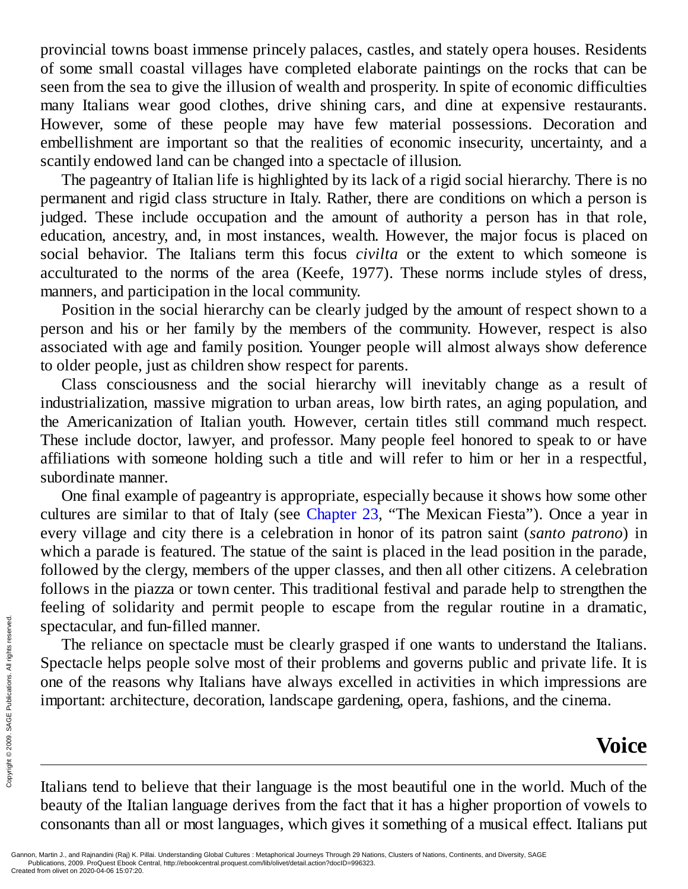provincial towns boast immense princely palaces, castles, and stately opera houses. Residents of some small coastal villages have completed elaborate paintings on the rocks that can be seen from the sea to give the illusion of wealth and prosperity. In spite of economic difficulties many Italians wear good clothes, drive shining cars, and dine at expensive restaurants. However, some of these people may have few material possessions. Decoration and embellishment are important so that the realities of economic insecurity, uncertainty, and a scantily endowed land can be changed into a spectacle of illusion.

The pageantry of Italian life is highlighted by its lack of a rigid social hierarchy. There is no permanent and rigid class structure in Italy. Rather, there are conditions on which a person is judged. These include occupation and the amount of authority a person has in that role, education, ancestry, and, in most instances, wealth. However, the major focus is placed on social behavior. The Italians term this focus *civilta* or the extent to which someone is acculturated to the norms of the area (Keefe, 1977). These norms include styles of dress, manners, and participation in the local community.

Position in the social hierarchy can be clearly judged by the amount of respect shown to a person and his or her family by the members of the community. However, respect is also associated with age and family position. Younger people will almost always show deference to older people, just as children show respect for parents.

Class consciousness and the social hierarchy will inevitably change as a result of industrialization, massive migration to urban areas, low birth rates, an aging population, and the Americanization of Italian youth. However, certain titles still command much respect. These include doctor, lawyer, and professor. Many people feel honored to speak to or have affiliations with someone holding such a title and will refer to him or her in a respectful, subordinate manner.

One final example of pageantry is appropriate, especially because it shows how some other cultures are similar to that of Italy (see Chapter 23, "The Mexican Fiesta"). Once a year in every village and city there is a celebration in honor of its patron saint (*santo patrono*) in which a parade is featured. The statue of the saint is placed in the lead position in the parade, followed by the clergy, members of the upper classes, and then all other citizens. A celebration follows in the piazza or town center. This traditional festival and parade help to strengthen the feeling of solidarity and permit people to escape from the regular routine in a dramatic, spectacular, and fun-filled manner.

The reliance on spectacle must be clearly grasped if one wants to understand the Italians. Spectacle helps people solve most of their problems and governs public and private life. It is one of the reasons why Italians have always excelled in activities in which impressions are important: architecture, decoration, landscape gardening, opera, fashions, and the cinema.

## Voice

Italians tend to believe that their language is the most beautiful one in the world. Much of the beauty of the Italian language derives from the fact that it has a higher proportion of vowels to consonants than all or most languages, which gives it something of a musical effect. Italians put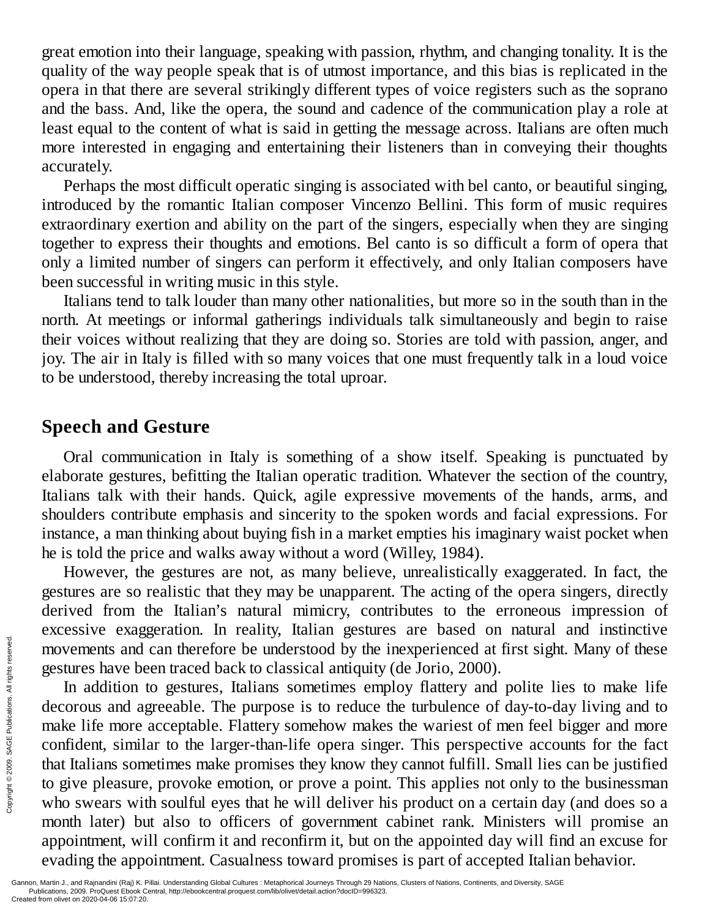great emotion into their language, speaking with passion, rhythm, and changing tonality. It is the quality of the way people speak that is of utmost importance, and this bias is replicated in the opera in that there are several strikingly different types of voice registers such as the soprano and the bass. And, like the opera, the sound and cadence of the communication play a role at least equal to the content of what is said in getting the message across. Italians are often much more interested in engaging and entertaining their listeners than in conveying their thoughts accurately.

Perhaps the most difficult operatic singing is associated with bel canto, or beautiful singing, introduced by the romantic Italian composer Vincenzo Bellini. This form of music requires extraordinary exertion and ability on the part of the singers, especially when they are singing together to express their thoughts and emotions. Bel canto is so difficult a form of opera that only a limited number of singers can perform it effectively, and only Italian composers have been successful in writing music in this style.

Italians tend to talk louder than many other nationalities, but more so in the south than in the north. At meetings or informal gatherings individuals talk simultaneously and begin to raise their voices without realizing that they are doing so. Stories are told with passion, anger, and joy. The air in Italy is filled with so many voices that one must frequently talk in a loud voice to be understood, thereby increasing the total uproar.

## Speech and Gesture

Oral communication in Italy is something of a show itself. Speaking is punctuated by elaborate gestures, befitting the Italian operatic tradition. Whatever the section of the country, Italians talk with their hands. Quick, agile expressive movements of the hands, arms, and shoulders contribute emphasis and sincerity to the spoken words and facial expressions. For instance, a man thinking about buying fish in a market empties his imaginary waist pocket when he is told the price and walks away without a word (Willey, 1984).

However, the gestures are not, as many believe, unrealistically exaggerated. In fact, the gestures are so realistic that they may be unapparent. The acting of the opera singers, directly derived from the Italian's natural mimicry, contributes to the erroneous impression of excessive exaggeration. In reality, Italian gestures are based on natural and instinctive movements and can therefore be understood by the inexperienced at first sight. Many of these gestures have been traced back to classical antiquity (de Jorio, 2000).

In addition to gestures, Italians sometimes employ flattery and polite lies to make life decorous and agreeable. The purpose is to reduce the turbulence of day-to-day living and to make life more acceptable. Flattery somehow makes the wariest of men feel bigger and more confident, similar to the larger-than-life opera singer. This perspective accounts for the fact that Italians sometimes make promises they know they cannot fulfill. Small lies can be justified to give pleasure, provoke emotion, or prove a point. This applies not only to the businessman who swears with soulful eyes that he will deliver his product on a certain day (and does so a month later) but also to officers of government cabinet rank. Ministers will promise an appointment, will confirm it and reconfirm it, but on the appointed day will find an excuse for evading the appointment. Casualness toward promises is part of accepted Italian behavior.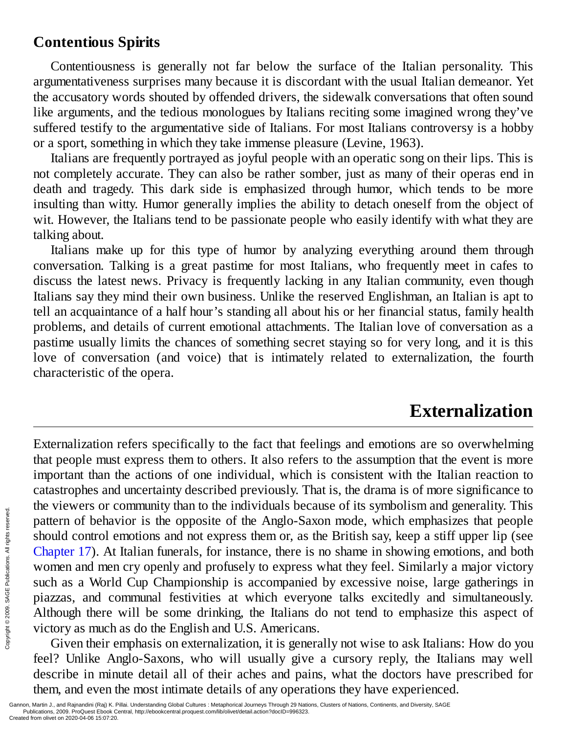### Contentious Spirits

Contentiousness is generally not far below the surface of the Italian personality. This argumentativeness surprises many because it is discordant with the usual Italian demeanor. Yet the accusatory words shouted by offended drivers, the sidewalk conversations that often sound like arguments, and the tedious monologues by Italians reciting some imagined wrong they've suffered testify to the argumentative side of Italians. For most Italians controversy is a hobby or a sport, something in which they take immense pleasure (Levine, 1963).

Italians are frequently portrayed as joyful people with an operatic song on their lips. This is not completely accurate. They can also be rather somber, just as many of their operas end in death and tragedy. This dark side is emphasized through humor, which tends to be more insulting than witty. Humor generally implies the ability to detach oneself from the object of wit. However, the Italians tend to be passionate people who easily identify with what they are talking about.

Italians make up for this type of humor by analyzing everything around them through conversation. Talking is a great pastime for most Italians, who frequently meet in cafes to discuss the latest news. Privacy is frequently lacking in any Italian community, even though Italians say they mind their own business. Unlike the reserved Englishman, an Italian is apt to tell an acquaintance of a half hour's standing all about his or her financial status, family health problems, and details of current emotional attachments. The Italian love of conversation as a pastime usually limits the chances of something secret staying so for very long, and it is this love of conversation (and voice) that is intimately related to externalization, the fourth characteristic of the opera.

## Externalization

Externalization refers specifically to the fact that feelings and emotions are so overwhelming that people must express them to others. It also refers to the assumption that the event is more important than the actions of one individual, which is consistent with the Italian reaction to catastrophes and uncertainty described previously. That is, the drama is of more significance to the viewers or community than to the individuals because of its symbolism and generality. This pattern of behavior is the opposite of the Anglo-Saxon mode, which emphasizes that people should control emotions and not express them or, as the British say, keep a stiff upper lip (see Chapter 17). At Italian funerals, for instance, there is no shame in showing emotions, and both women and men cry openly and profusely to express what they feel. Similarly a major victory such as a World Cup Championship is accompanied by excessive noise, large gatherings in piazzas, and communal festivities at which everyone talks excitedly and simultaneously. Although there will be some drinking, the Italians do not tend to emphasize this aspect of victory as much as do the English and U.S. Americans.

Given their emphasis on externalization, it is generally not wise to ask Italians: How do you feel? Unlike Anglo-Saxons, who will usually give a cursory reply, the Italians may well describe in minute detail all of their aches and pains, what the doctors have prescribed for them, and even the most intimate details of any operations they have experienced.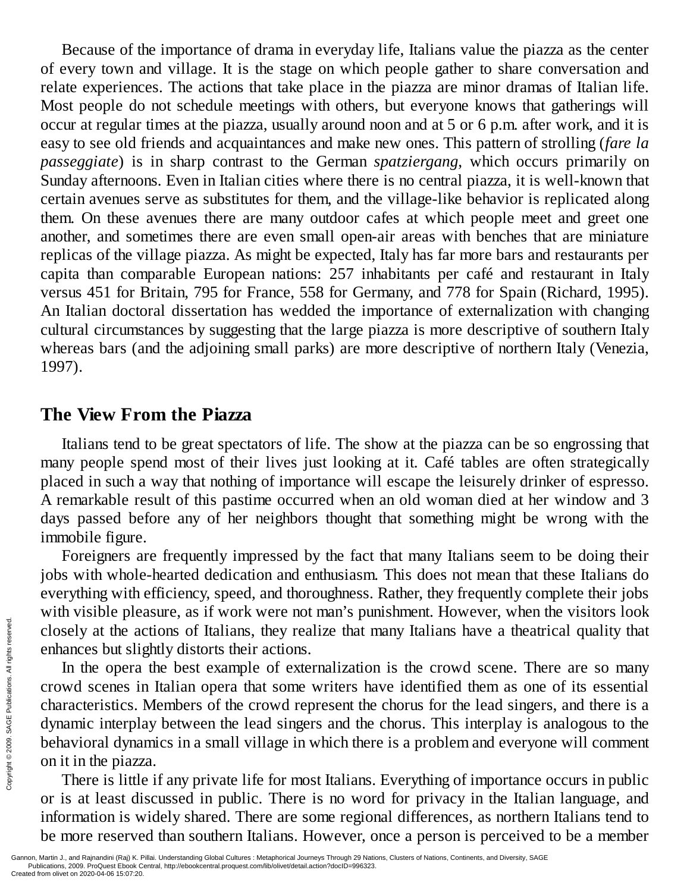Because of the importance of drama in everyday life, Italians value the piazza as the center of every town and village. It is the stage on which people gather to share conversation and relate experiences. The actions that take place in the piazza are minor dramas of Italian life. Most people do not schedule meetings with others, but everyone knows that gatherings will occur at regular times at the piazza, usually around noon and at 5 or 6 p.m. after work, and it is easy to see old friends and acquaintances and make new ones. This pattern of strolling (*fare la passeggiate*) is in sharp contrast to the German *spatziergang*, which occurs primarily on Sunday afternoons. Even in Italian cities where there is no central piazza, it is well-known that certain avenues serve as substitutes for them, and the village-like behavior is replicated along them. On these avenues there are many outdoor cafes at which people meet and greet one another, and sometimes there are even small open-air areas with benches that are miniature replicas of the village piazza. As might be expected, Italy has far more bars and restaurants per capita than comparable European nations: 257 inhabitants per café and restaurant in Italy versus 451 for Britain, 795 for France, 558 for Germany, and 778 for Spain (Richard, 1995). An Italian doctoral dissertation has wedded the importance of externalization with changing cultural circumstances by suggesting that the large piazza is more descriptive of southern Italy whereas bars (and the adjoining small parks) are more descriptive of northern Italy (Venezia, 1997).

## The View From the Piazza

Italians tend to be great spectators of life. The show at the piazza can be so engrossing that many people spend most of their lives just looking at it. Café tables are often strategically placed in such a way that nothing of importance will escape the leisurely drinker of espresso. A remarkable result of this pastime occurred when an old woman died at her window and 3 days passed before any of her neighbors thought that something might be wrong with the immobile figure.

Foreigners are frequently impressed by the fact that many Italians seem to be doing their jobs with whole-hearted dedication and enthusiasm. This does not mean that these Italians do everything with efficiency, speed, and thoroughness. Rather, they frequently complete their jobs with visible pleasure, as if work were not man's punishment. However, when the visitors look closely at the actions of Italians, they realize that many Italians have a theatrical quality that enhances but slightly distorts their actions.

In the opera the best example of externalization is the crowd scene. There are so many crowd scenes in Italian opera that some writers have identified them as one of its essential characteristics. Members of the crowd represent the chorus for the lead singers, and there is a dynamic interplay between the lead singers and the chorus. This interplay is analogous to the behavioral dynamics in a small village in which there is a problem and everyone will comment on it in the piazza.

There is little if any private life for most Italians. Everything of importance occurs in public or is at least discussed in public. There is no word for privacy in the Italian language, and information is widely shared. There are some regional differences, as northern Italians tend to be more reserved than southern Italians. However, once a person is perceived to be a member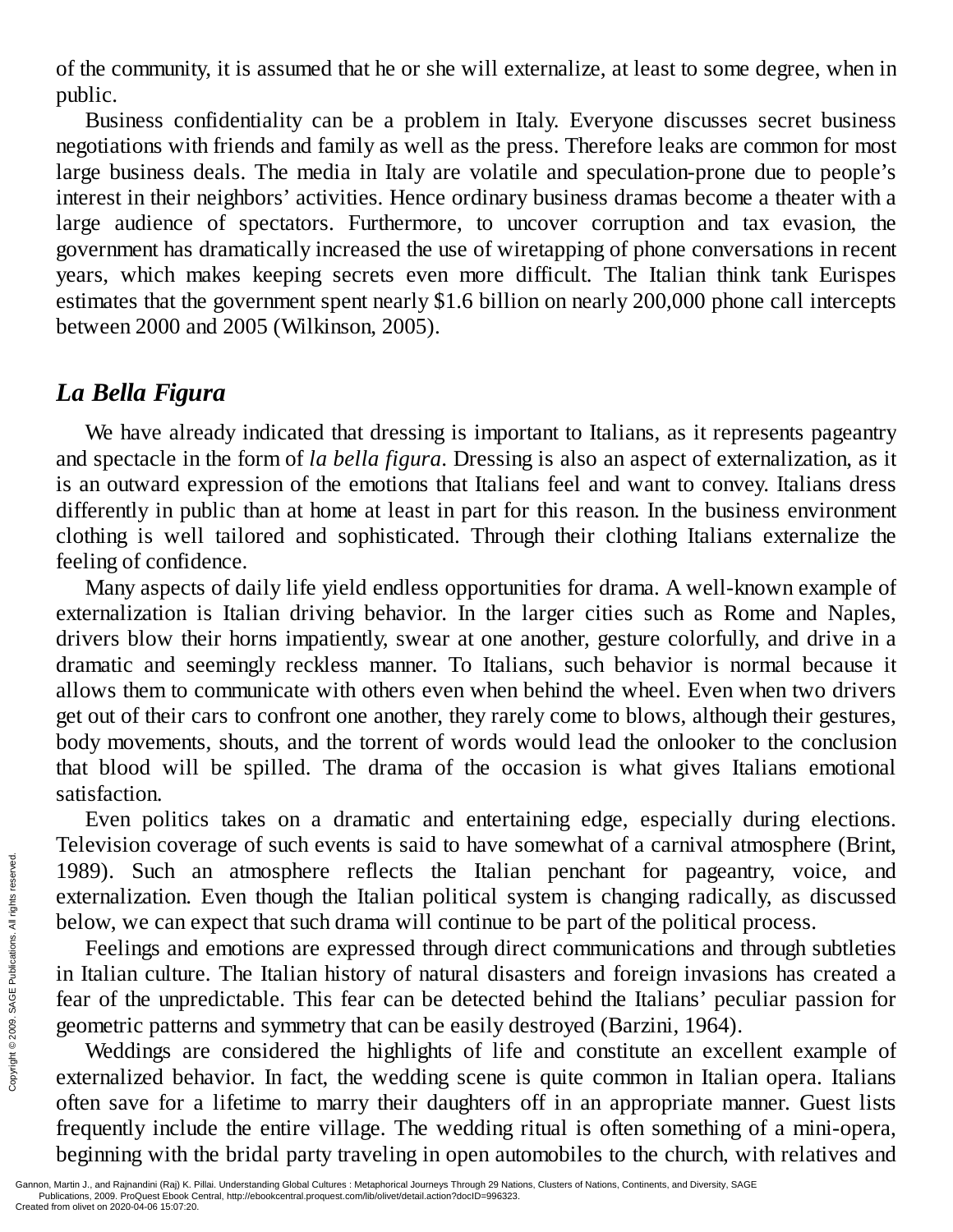of the community, it is assumed that he or she will externalize, at least to some degree, when in public.

Business confidentiality can be a problem in Italy. Everyone discusses secret business negotiations with friends and family as well as the press. Therefore leaks are common for most large business deals. The media in Italy are volatile and speculation-prone due to people's interest in their neighbors' activities. Hence ordinary business dramas become a theater with a large audience of spectators. Furthermore, to uncover corruption and tax evasion, the government has dramatically increased the use of wiretapping of phone conversations in recent years, which makes keeping secrets even more difficult. The Italian think tank Eurispes estimates that the government spent nearly $1.6 billion on nearly 200,000 phone call intercepts between 2000 and 2005 (Wilkinson, 2005).

## *La Bella Figura*

We have already indicated that dressing is important to Italians, as it represents pageantry and spectacle in the form of *la bella figura*. Dressing is also an aspect of externalization, as it is an outward expression of the emotions that Italians feel and want to convey. Italians dress differently in public than at home at least in part for this reason. In the business environment clothing is well tailored and sophisticated. Through their clothing Italians externalize the feeling of confidence.

Many aspects of daily life yield endless opportunities for drama. A well-known example of externalization is Italian driving behavior. In the larger cities such as Rome and Naples, drivers blow their horns impatiently, swear at one another, gesture colorfully, and drive in a dramatic and seemingly reckless manner. To Italians, such behavior is normal because it allows them to communicate with others even when behind the wheel. Even when two drivers get out of their cars to confront one another, they rarely come to blows, although their gestures, body movements, shouts, and the torrent of words would lead the onlooker to the conclusion that blood will be spilled. The drama of the occasion is what gives Italians emotional satisfaction.

Even politics takes on a dramatic and entertaining edge, especially during elections. Television coverage of such events is said to have somewhat of a carnival atmosphere (Brint, 1989). Such an atmosphere reflects the Italian penchant for pageantry, voice, and externalization. Even though the Italian political system is changing radically, as discussed below, we can expect that such drama will continue to be part of the political process.

Feelings and emotions are expressed through direct communications and through subtleties in Italian culture. The Italian history of natural disasters and foreign invasions has created a fear of the unpredictable. This fear can be detected behind the Italians' peculiar passion for geometric patterns and symmetry that can be easily destroyed (Barzini, 1964).

Weddings are considered the highlights of life and constitute an excellent example of externalized behavior. In fact, the wedding scene is quite common in Italian opera. Italians often save for a lifetime to marry their daughters off in an appropriate manner. Guest lists frequently include the entire village. The wedding ritual is often something of a mini-opera, beginning with the bridal party traveling in open automobiles to the church, with relatives and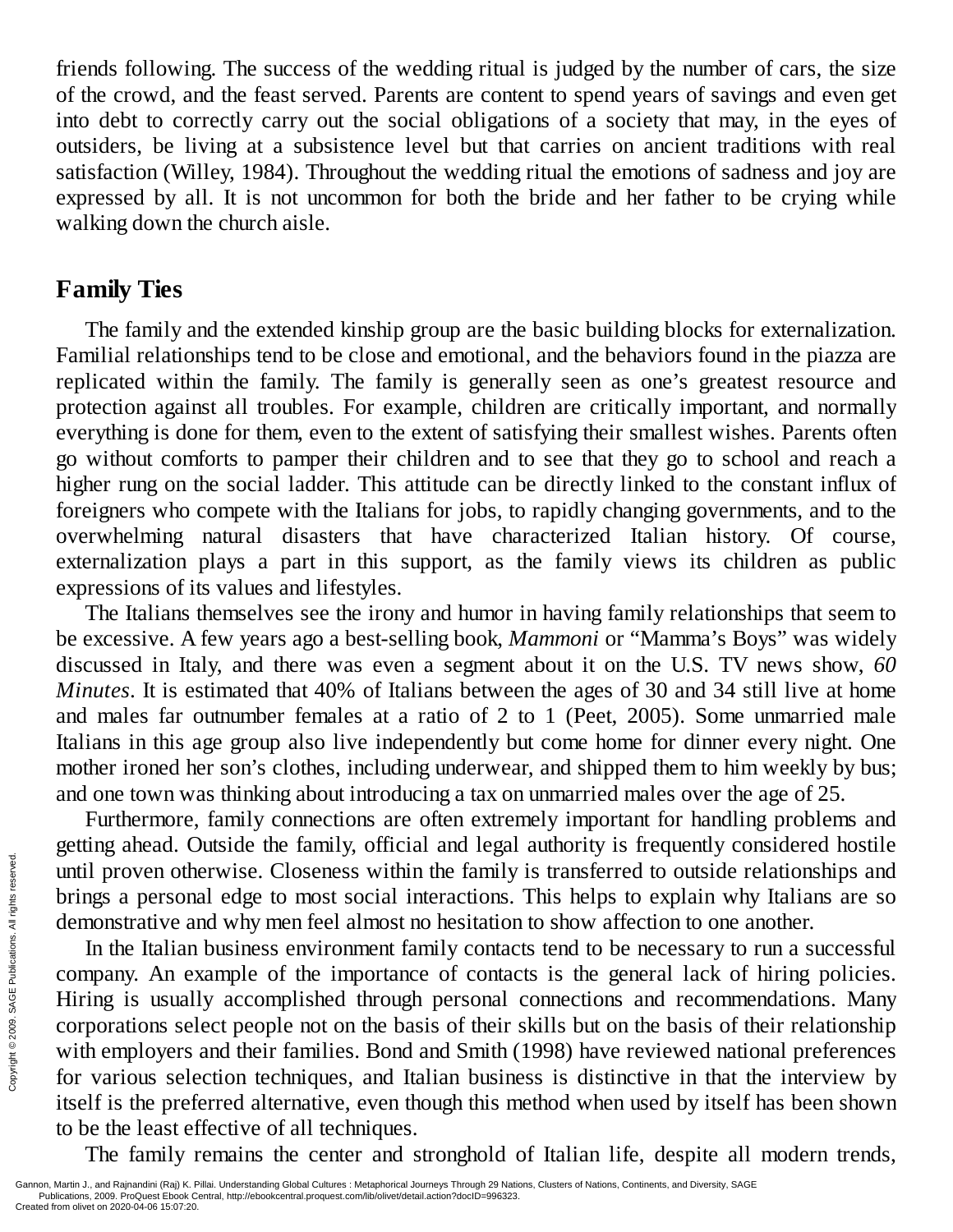friends following. The success of the wedding ritual is judged by the number of cars, the size of the crowd, and the feast served. Parents are content to spend years of savings and even get into debt to correctly carry out the social obligations of a society that may, in the eyes of outsiders, be living at a subsistence level but that carries on ancient traditions with real satisfaction (Willey, 1984). Throughout the wedding ritual the emotions of sadness and joy are expressed by all. It is not uncommon for both the bride and her father to be crying while walking down the church aisle.

## Family Ties

The family and the extended kinship group are the basic building blocks for externalization. Familial relationships tend to be close and emotional, and the behaviors found in the piazza are replicated within the family. The family is generally seen as one's greatest resource and protection against all troubles. For example, children are critically important, and normally everything is done for them, even to the extent of satisfying their smallest wishes. Parents often go without comforts to pamper their children and to see that they go to school and reach a higher rung on the social ladder. This attitude can be directly linked to the constant influx of foreigners who compete with the Italians for jobs, to rapidly changing governments, and to the overwhelming natural disasters that have characterized Italian history. Of course, externalization plays a part in this support, as the family views its children as public expressions of its values and lifestyles.

The Italians themselves see the irony and humor in having family relationships that seem to be excessive. A few years ago a best-selling book, *Mammoni* or "Mamma's Boys" was widely discussed in Italy, and there was even a segment about it on the U.S. TV news show, *60 Minutes*. It is estimated that 40% of Italians between the ages of 30 and 34 still live at home and males far outnumber females at a ratio of 2 to 1 (Peet, 2005). Some unmarried male Italians in this age group also live independently but come home for dinner every night. One mother ironed her son's clothes, including underwear, and shipped them to him weekly by bus; and one town was thinking about introducing a tax on unmarried males over the age of 25.

Furthermore, family connections are often extremely important for handling problems and getting ahead. Outside the family, official and legal authority is frequently considered hostile until proven otherwise. Closeness within the family is transferred to outside relationships and brings a personal edge to most social interactions. This helps to explain why Italians are so demonstrative and why men feel almost no hesitation to show affection to one another.

In the Italian business environment family contacts tend to be necessary to run a successful company. An example of the importance of contacts is the general lack of hiring policies. Hiring is usually accomplished through personal connections and recommendations. Many corporations select people not on the basis of their skills but on the basis of their relationship with employers and their families. Bond and Smith (1998) have reviewed national preferences for various selection techniques, and Italian business is distinctive in that the interview by itself is the preferred alternative, even though this method when used by itself has been shown to be the least effective of all techniques.

The family remains the center and stronghold of Italian life, despite all modern trends,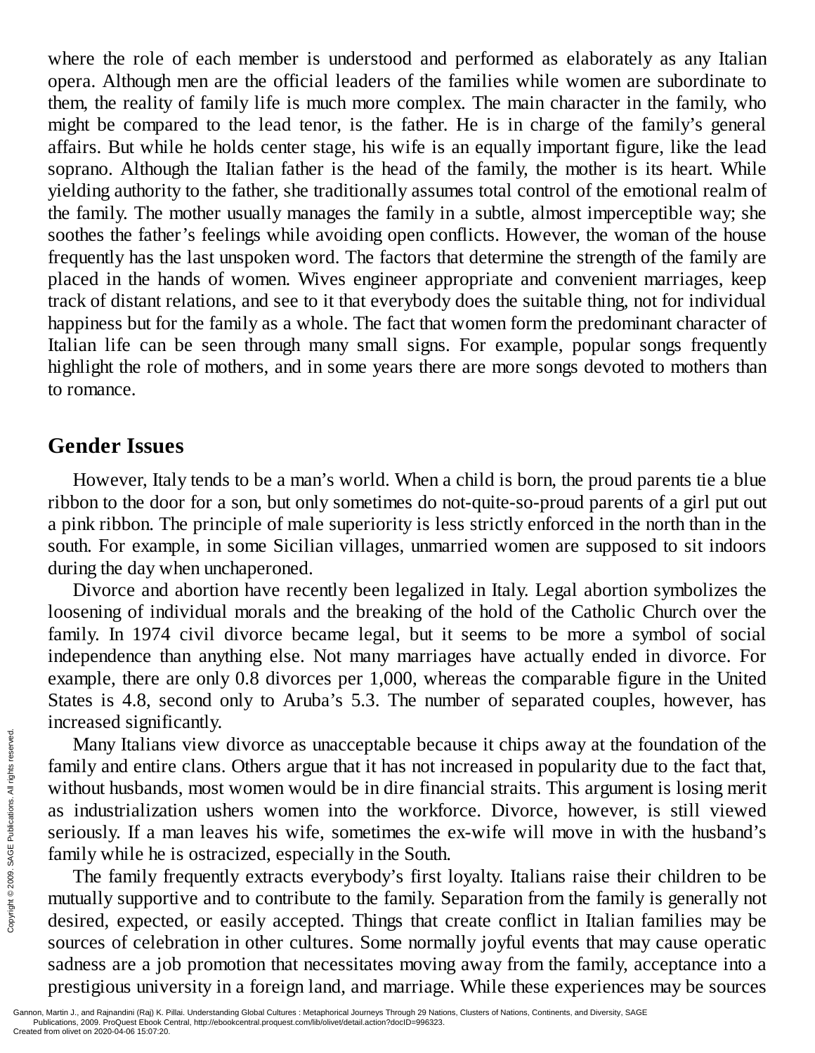where the role of each member is understood and performed as elaborately as any Italian opera. Although men are the official leaders of the families while women are subordinate to them, the reality of family life is much more complex. The main character in the family, who might be compared to the lead tenor, is the father. He is in charge of the family's general affairs. But while he holds center stage, his wife is an equally important figure, like the lead soprano. Although the Italian father is the head of the family, the mother is its heart. While yielding authority to the father, she traditionally assumes total control of the emotional realm of the family. The mother usually manages the family in a subtle, almost imperceptible way; she soothes the father's feelings while avoiding open conflicts. However, the woman of the house frequently has the last unspoken word. The factors that determine the strength of the family are placed in the hands of women. Wives engineer appropriate and convenient marriages, keep track of distant relations, and see to it that everybody does the suitable thing, not for individual happiness but for the family as a whole. The fact that women form the predominant character of Italian life can be seen through many small signs. For example, popular songs frequently highlight the role of mothers, and in some years there are more songs devoted to mothers than to romance.

## Gender Issues

However, Italy tends to be a man's world. When a child is born, the proud parents tie a blue ribbon to the door for a son, but only sometimes do not-quite-so-proud parents of a girl put out a pink ribbon. The principle of male superiority is less strictly enforced in the north than in the south. For example, in some Sicilian villages, unmarried women are supposed to sit indoors during the day when unchaperoned.

Divorce and abortion have recently been legalized in Italy. Legal abortion symbolizes the loosening of individual morals and the breaking of the hold of the Catholic Church over the family. In 1974 civil divorce became legal, but it seems to be more a symbol of social independence than anything else. Not many marriages have actually ended in divorce. For example, there are only 0.8 divorces per 1,000, whereas the comparable figure in the United States is 4.8, second only to Aruba's 5.3. The number of separated couples, however, has increased significantly.

Many Italians view divorce as unacceptable because it chips away at the foundation of the family and entire clans. Others argue that it has not increased in popularity due to the fact that, without husbands, most women would be in dire financial straits. This argument is losing merit as industrialization ushers women into the workforce. Divorce, however, is still viewed seriously. If a man leaves his wife, sometimes the ex-wife will move in with the husband's family while he is ostracized, especially in the South.

The family frequently extracts everybody's first loyalty. Italians raise their children to be mutually supportive and to contribute to the family. Separation from the family is generally not desired, expected, or easily accepted. Things that create conflict in Italian families may be sources of celebration in other cultures. Some normally joyful events that may cause operatic sadness are a job promotion that necessitates moving away from the family, acceptance into a prestigious university in a foreign land, and marriage. While these experiences may be sources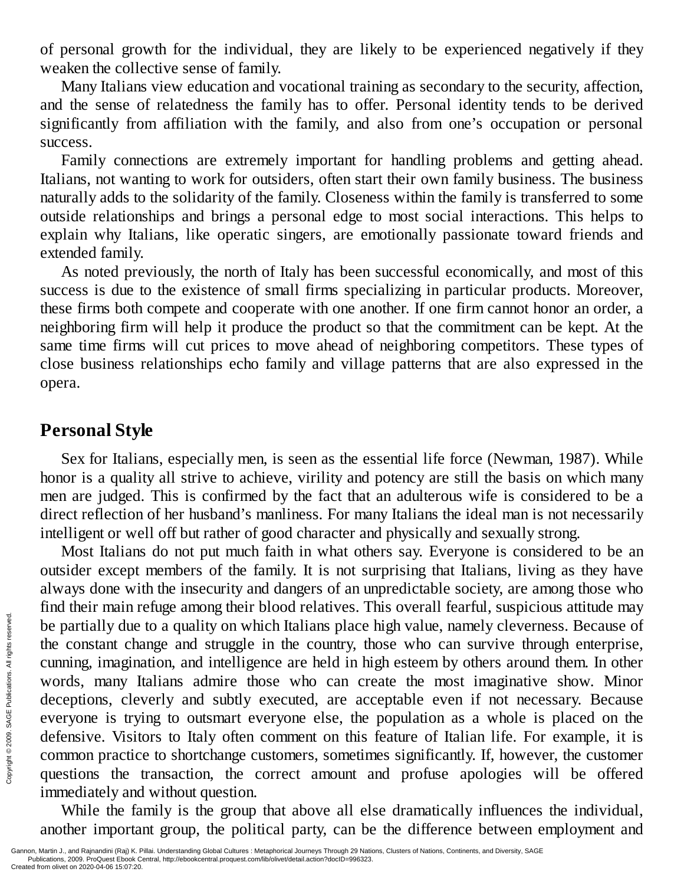of personal growth for the individual, they are likely to be experienced negatively if they weaken the collective sense of family.

Many Italians view education and vocational training as secondary to the security, affection, and the sense of relatedness the family has to offer. Personal identity tends to be derived significantly from affiliation with the family, and also from one's occupation or personal success.

Family connections are extremely important for handling problems and getting ahead. Italians, not wanting to work for outsiders, often start their own family business. The business naturally adds to the solidarity of the family. Closeness within the family is transferred to some outside relationships and brings a personal edge to most social interactions. This helps to explain why Italians, like operatic singers, are emotionally passionate toward friends and extended family.

As noted previously, the north of Italy has been successful economically, and most of this success is due to the existence of small firms specializing in particular products. Moreover, these firms both compete and cooperate with one another. If one firm cannot honor an order, a neighboring firm will help it produce the product so that the commitment can be kept. At the same time firms will cut prices to move ahead of neighboring competitors. These types of close business relationships echo family and village patterns that are also expressed in the opera.

## Personal Style

Sex for Italians, especially men, is seen as the essential life force (Newman, 1987). While honor is a quality all strive to achieve, virility and potency are still the basis on which many men are judged. This is confirmed by the fact that an adulterous wife is considered to be a direct reflection of her husband's manliness. For many Italians the ideal man is not necessarily intelligent or well off but rather of good character and physically and sexually strong.

Most Italians do not put much faith in what others say. Everyone is considered to be an outsider except members of the family. It is not surprising that Italians, living as they have always done with the insecurity and dangers of an unpredictable society, are among those who find their main refuge among their blood relatives. This overall fearful, suspicious attitude may be partially due to a quality on which Italians place high value, namely cleverness. Because of the constant change and struggle in the country, those who can survive through enterprise, cunning, imagination, and intelligence are held in high esteem by others around them. In other words, many Italians admire those who can create the most imaginative show. Minor deceptions, cleverly and subtly executed, are acceptable even if not necessary. Because everyone is trying to outsmart everyone else, the population as a whole is placed on the defensive. Visitors to Italy often comment on this feature of Italian life. For example, it is common practice to shortchange customers, sometimes significantly. If, however, the customer questions the transaction, the correct amount and profuse apologies will be offered immediately and without question.

While the family is the group that above all else dramatically influences the individual, another important group, the political party, can be the difference between employment and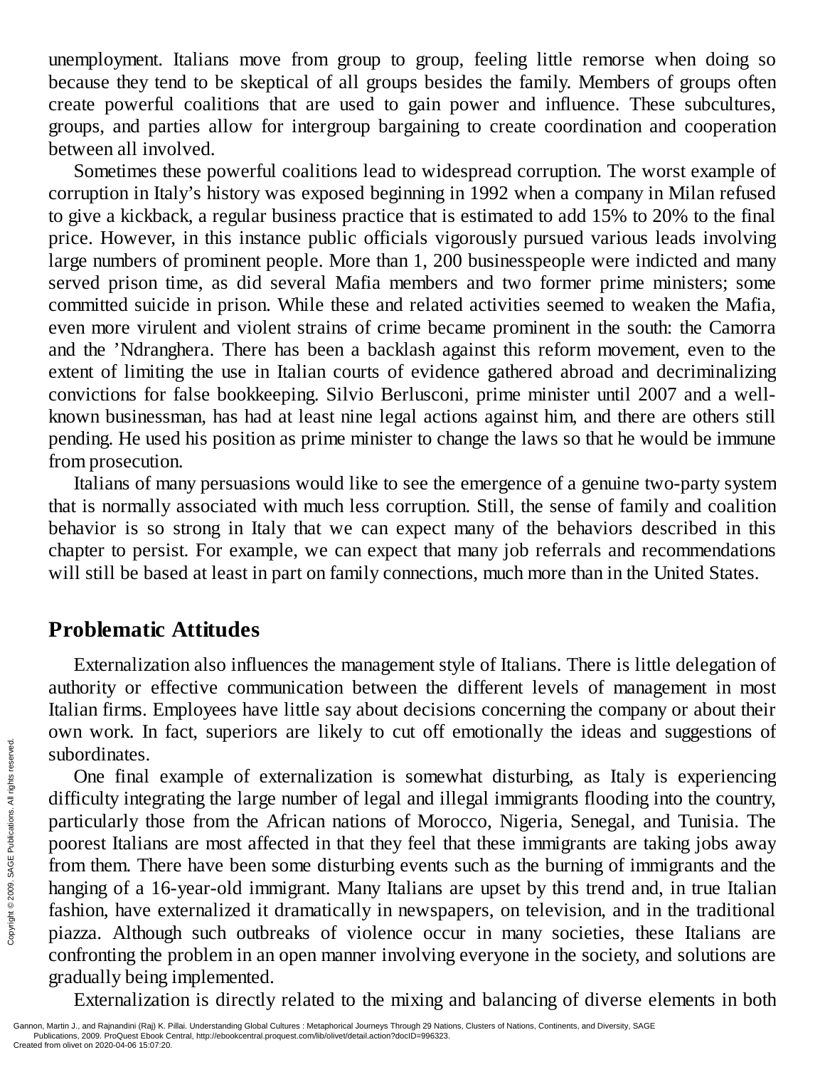unemployment. Italians move from group to group, feeling little remorse when doing so because they tend to be skeptical of all groups besides the family. Members of groups often create powerful coalitions that are used to gain power and influence. These subcultures, groups, and parties allow for intergroup bargaining to create coordination and cooperation between all involved.

Sometimes these powerful coalitions lead to widespread corruption. The worst example of corruption in Italy's history was exposed beginning in 1992 when a company in Milan refused to give a kickback, a regular business practice that is estimated to add 15% to 20% to the final price. However, in this instance public officials vigorously pursued various leads involving large numbers of prominent people. More than 1, 200 businesspeople were indicted and many served prison time, as did several Mafia members and two former prime ministers; some committed suicide in prison. While these and related activities seemed to weaken the Mafia, even more virulent and violent strains of crime became prominent in the south: the Camorra and the 'Ndranghera. There has been a backlash against this reform movement, even to the extent of limiting the use in Italian courts of evidence gathered abroad and decriminalizing convictions for false bookkeeping. Silvio Berlusconi, prime minister until 2007 and a well-known businessman, has had at least nine legal actions against him, and there are others still pending. He used his position as prime minister to change the laws so that he would be immune from prosecution.

Italians of many persuasions would like to see the emergence of a genuine two-party system that is normally associated with much less corruption. Still, the sense of family and coalition behavior is so strong in Italy that we can expect many of the behaviors described in this chapter to persist. For example, we can expect that many job referrals and recommendations will still be based at least in part on family connections, much more than in the United States.

## Problematic Attitudes

Externalization also influences the management style of Italians. There is little delegation of authority or effective communication between the different levels of management in most Italian firms. Employees have little say about decisions concerning the company or about their own work. In fact, superiors are likely to cut off emotionally the ideas and suggestions of subordinates.

One final example of externalization is somewhat disturbing, as Italy is experiencing difficulty integrating the large number of legal and illegal immigrants flooding into the country, particularly those from the African nations of Morocco, Nigeria, Senegal, and Tunisia. The poorest Italians are most affected in that they feel that these immigrants are taking jobs away from them. There have been some disturbing events such as the burning of immigrants and the hanging of a 16-year-old immigrant. Many Italians are upset by this trend and, in true Italian fashion, have externalized it dramatically in newspapers, on television, and in the traditional piazza. Although such outbreaks of violence occur in many societies, these Italians are confronting the problem in an open manner involving everyone in the society, and solutions are gradually being implemented.

Externalization is directly related to the mixing and balancing of diverse elements in both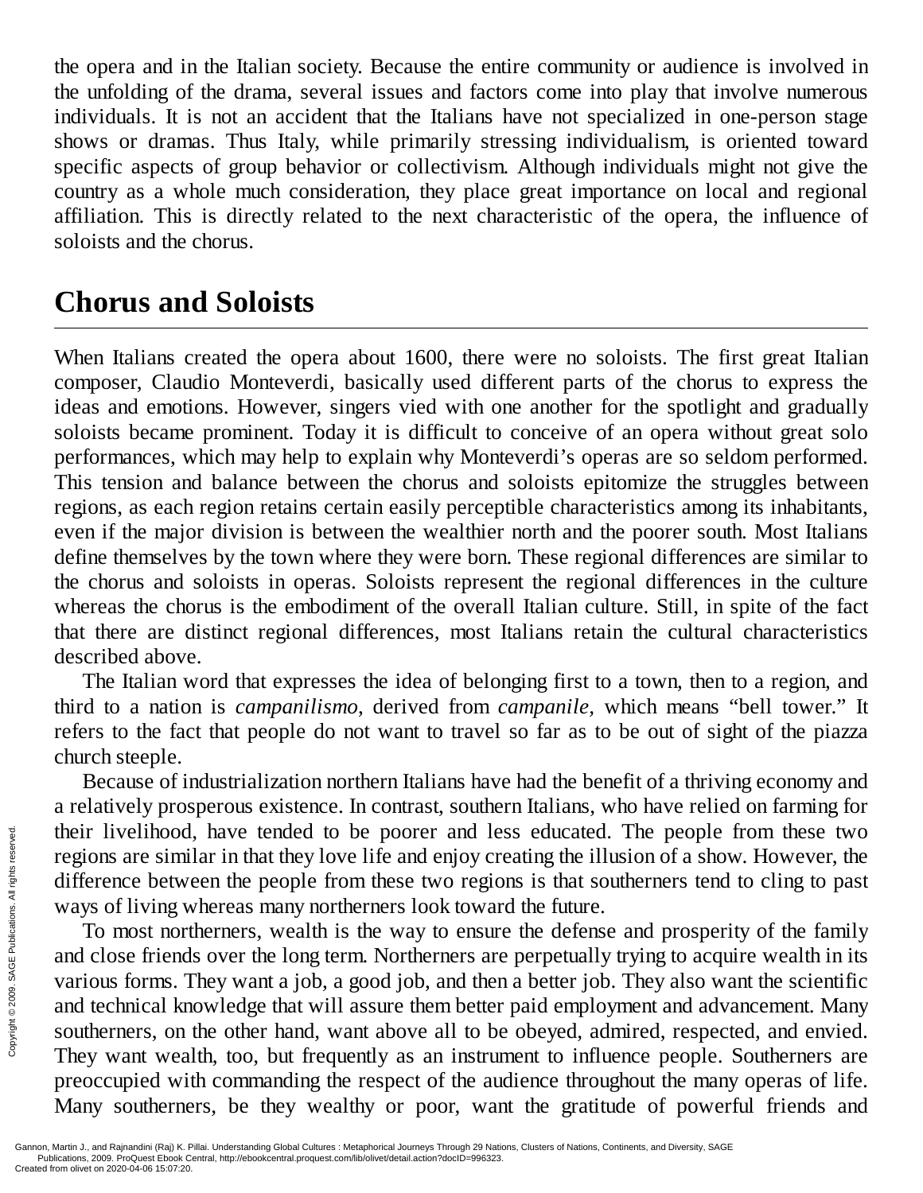the opera and in the Italian society. Because the entire community or audience is involved in the unfolding of the drama, several issues and factors come into play that involve numerous individuals. It is not an accident that the Italians have not specialized in one-person stage shows or dramas. Thus Italy, while primarily stressing individualism, is oriented toward specific aspects of group behavior or collectivism. Although individuals might not give the country as a whole much consideration, they place great importance on local and regional affiliation. This is directly related to the next characteristic of the opera, the influence of soloists and the chorus.

## Chorus and Soloists

When Italians created the opera about 1600, there were no soloists. The first great Italian composer, Claudio Monteverdi, basically used different parts of the chorus to express the ideas and emotions. However, singers vied with one another for the spotlight and gradually soloists became prominent. Today it is difficult to conceive of an opera without great solo performances, which may help to explain why Monteverdi's operas are so seldom performed. This tension and balance between the chorus and soloists epitomize the struggles between regions, as each region retains certain easily perceptible characteristics among its inhabitants, even if the major division is between the wealthier north and the poorer south. Most Italians define themselves by the town where they were born. These regional differences are similar to the chorus and soloists in operas. Soloists represent the regional differences in the culture whereas the chorus is the embodiment of the overall Italian culture. Still, in spite of the fact that there are distinct regional differences, most Italians retain the cultural characteristics described above.

The Italian word that expresses the idea of belonging first to a town, then to a region, and third to a nation is *campanilismo,* derived from *campanile,* which means "bell tower." It refers to the fact that people do not want to travel so far as to be out of sight of the piazza church steeple.

Because of industrialization northern Italians have had the benefit of a thriving economy and a relatively prosperous existence. In contrast, southern Italians, who have relied on farming for their livelihood, have tended to be poorer and less educated. The people from these two regions are similar in that they love life and enjoy creating the illusion of a show. However, the difference between the people from these two regions is that southerners tend to cling to past ways of living whereas many northerners look toward the future.

To most northerners, wealth is the way to ensure the defense and prosperity of the family and close friends over the long term. Northerners are perpetually trying to acquire wealth in its various forms. They want a job, a good job, and then a better job. They also want the scientific and technical knowledge that will assure them better paid employment and advancement. Many southerners, on the other hand, want above all to be obeyed, admired, respected, and envied. They want wealth, too, but frequently as an instrument to influence people. Southerners are preoccupied with commanding the respect of the audience throughout the many operas of life. Many southerners, be they wealthy or poor, want the gratitude of powerful friends and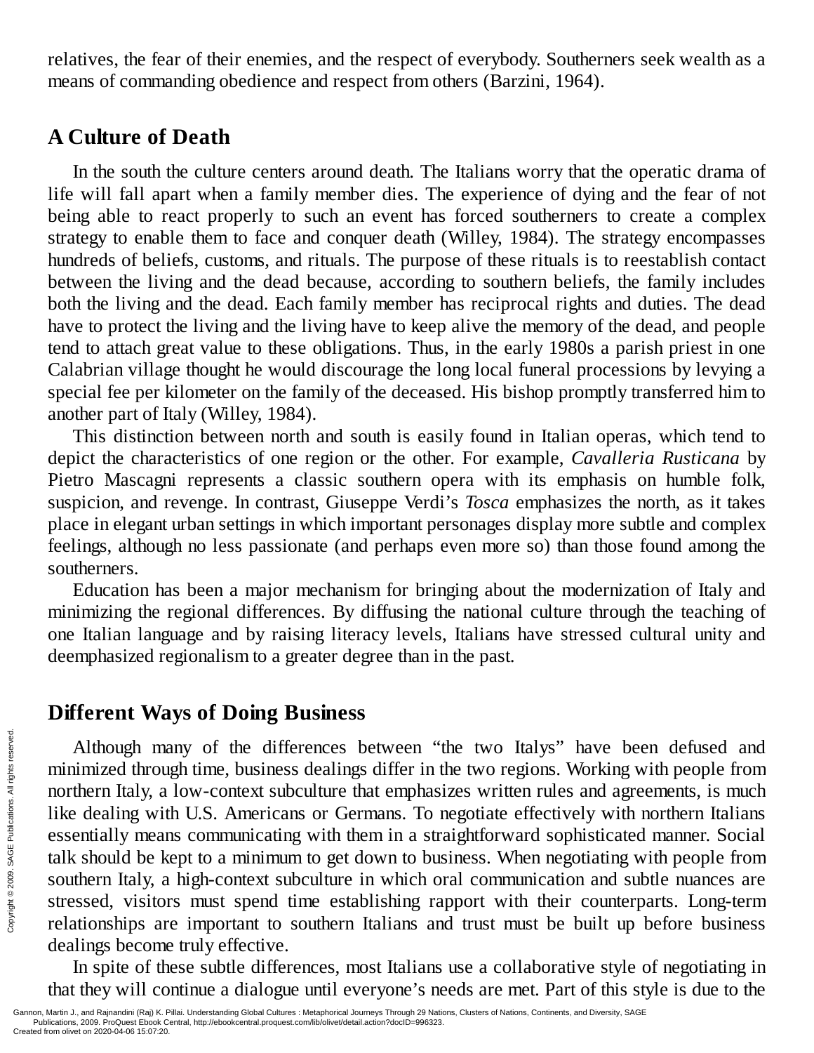relatives, the fear of their enemies, and the respect of everybody. Southerners seek wealth as a means of commanding obedience and respect from others (Barzini, 1964).

## A Culture of Death

In the south the culture centers around death. The Italians worry that the operatic drama of life will fall apart when a family member dies. The experience of dying and the fear of not being able to react properly to such an event has forced southerners to create a complex strategy to enable them to face and conquer death (Willey, 1984). The strategy encompasses hundreds of beliefs, customs, and rituals. The purpose of these rituals is to reestablish contact between the living and the dead because, according to southern beliefs, the family includes both the living and the dead. Each family member has reciprocal rights and duties. The dead have to protect the living and the living have to keep alive the memory of the dead, and people tend to attach great value to these obligations. Thus, in the early 1980s a parish priest in one Calabrian village thought he would discourage the long local funeral processions by levying a special fee per kilometer on the family of the deceased. His bishop promptly transferred him to another part of Italy (Willey, 1984).

This distinction between north and south is easily found in Italian operas, which tend to depict the characteristics of one region or the other. For example, *Cavalleria Rusticana* by Pietro Mascagni represents a classic southern opera with its emphasis on humble folk, suspicion, and revenge. In contrast, Giuseppe Verdi's *Tosca* emphasizes the north, as it takes place in elegant urban settings in which important personages display more subtle and complex feelings, although no less passionate (and perhaps even more so) than those found among the southerners.

Education has been a major mechanism for bringing about the modernization of Italy and minimizing the regional differences. By diffusing the national culture through the teaching of one Italian language and by raising literacy levels, Italians have stressed cultural unity and deemphasized regionalism to a greater degree than in the past.

## Different Ways of Doing Business

Although many of the differences between "the two Italys" have been defused and minimized through time, business dealings differ in the two regions. Working with people from northern Italy, a low-context subculture that emphasizes written rules and agreements, is much like dealing with U.S. Americans or Germans. To negotiate effectively with northern Italians essentially means communicating with them in a straightforward sophisticated manner. Social talk should be kept to a minimum to get down to business. When negotiating with people from southern Italy, a high-context subculture in which oral communication and subtle nuances are stressed, visitors must spend time establishing rapport with their counterparts. Long-term relationships are important to southern Italians and trust must be built up before business dealings become truly effective.

In spite of these subtle differences, most Italians use a collaborative style of negotiating in that they will continue a dialogue until everyone's needs are met. Part of this style is due to the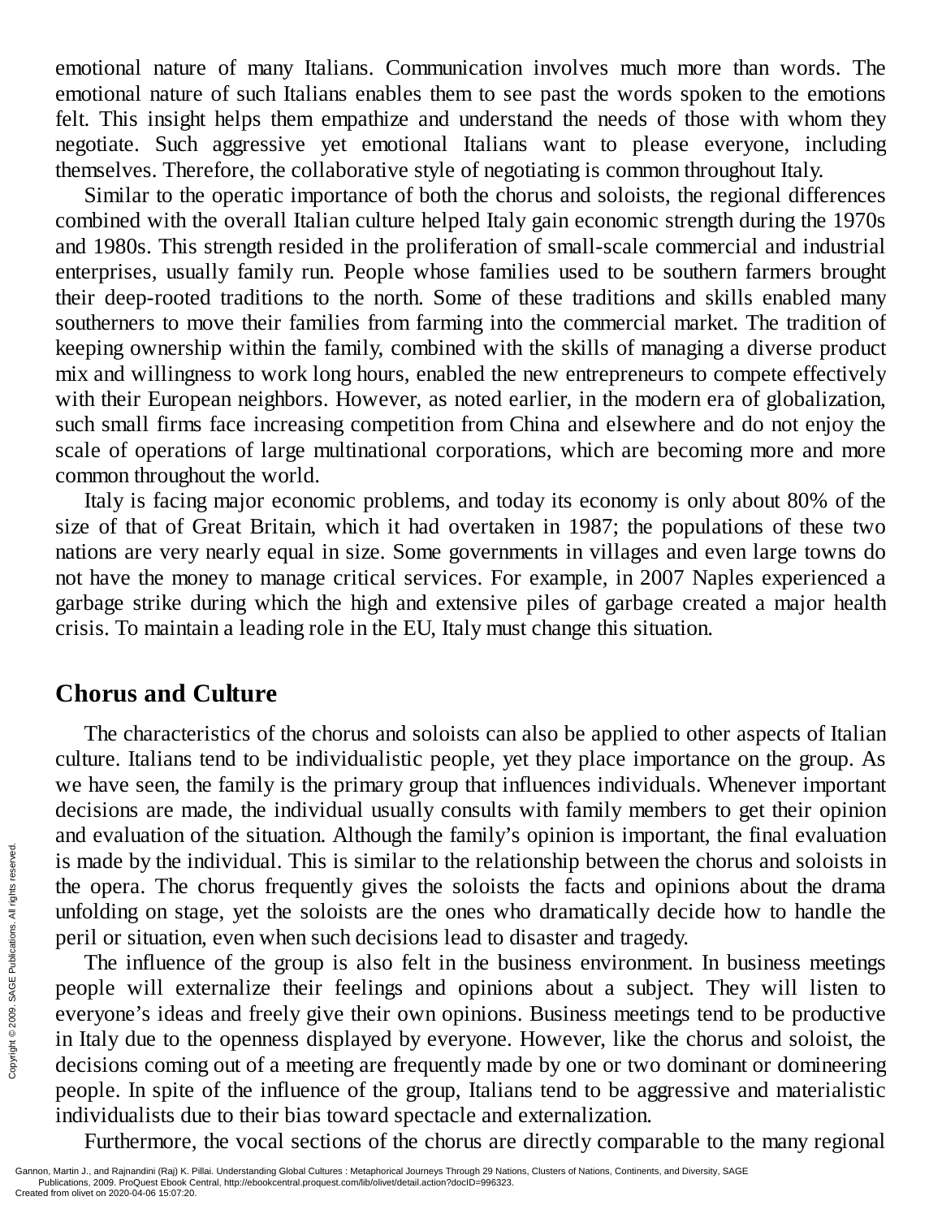emotional nature of many Italians. Communication involves much more than words. The emotional nature of such Italians enables them to see past the words spoken to the emotions felt. This insight helps them empathize and understand the needs of those with whom they negotiate. Such aggressive yet emotional Italians want to please everyone, including themselves. Therefore, the collaborative style of negotiating is common throughout Italy.

Similar to the operatic importance of both the chorus and soloists, the regional differences combined with the overall Italian culture helped Italy gain economic strength during the 1970s and 1980s. This strength resided in the proliferation of small-scale commercial and industrial enterprises, usually family run. People whose families used to be southern farmers brought their deep-rooted traditions to the north. Some of these traditions and skills enabled many southerners to move their families from farming into the commercial market. The tradition of keeping ownership within the family, combined with the skills of managing a diverse product mix and willingness to work long hours, enabled the new entrepreneurs to compete effectively with their European neighbors. However, as noted earlier, in the modern era of globalization, such small firms face increasing competition from China and elsewhere and do not enjoy the scale of operations of large multinational corporations, which are becoming more and more common throughout the world.

Italy is facing major economic problems, and today its economy is only about 80% of the size of that of Great Britain, which it had overtaken in 1987; the populations of these two nations are very nearly equal in size. Some governments in villages and even large towns do not have the money to manage critical services. For example, in 2007 Naples experienced a garbage strike during which the high and extensive piles of garbage created a major health crisis. To maintain a leading role in the EU, Italy must change this situation.

## Chorus and Culture

The characteristics of the chorus and soloists can also be applied to other aspects of Italian culture. Italians tend to be individualistic people, yet they place importance on the group. As we have seen, the family is the primary group that influences individuals. Whenever important decisions are made, the individual usually consults with family members to get their opinion and evaluation of the situation. Although the family's opinion is important, the final evaluation is made by the individual. This is similar to the relationship between the chorus and soloists in the opera. The chorus frequently gives the soloists the facts and opinions about the drama unfolding on stage, yet the soloists are the ones who dramatically decide how to handle the peril or situation, even when such decisions lead to disaster and tragedy.

The influence of the group is also felt in the business environment. In business meetings people will externalize their feelings and opinions about a subject. They will listen to everyone's ideas and freely give their own opinions. Business meetings tend to be productive in Italy due to the openness displayed by everyone. However, like the chorus and soloist, the decisions coming out of a meeting are frequently made by one or two dominant or domineering people. In spite of the influence of the group, Italians tend to be aggressive and materialistic individualists due to their bias toward spectacle and externalization.

Furthermore, the vocal sections of the chorus are directly comparable to the many regional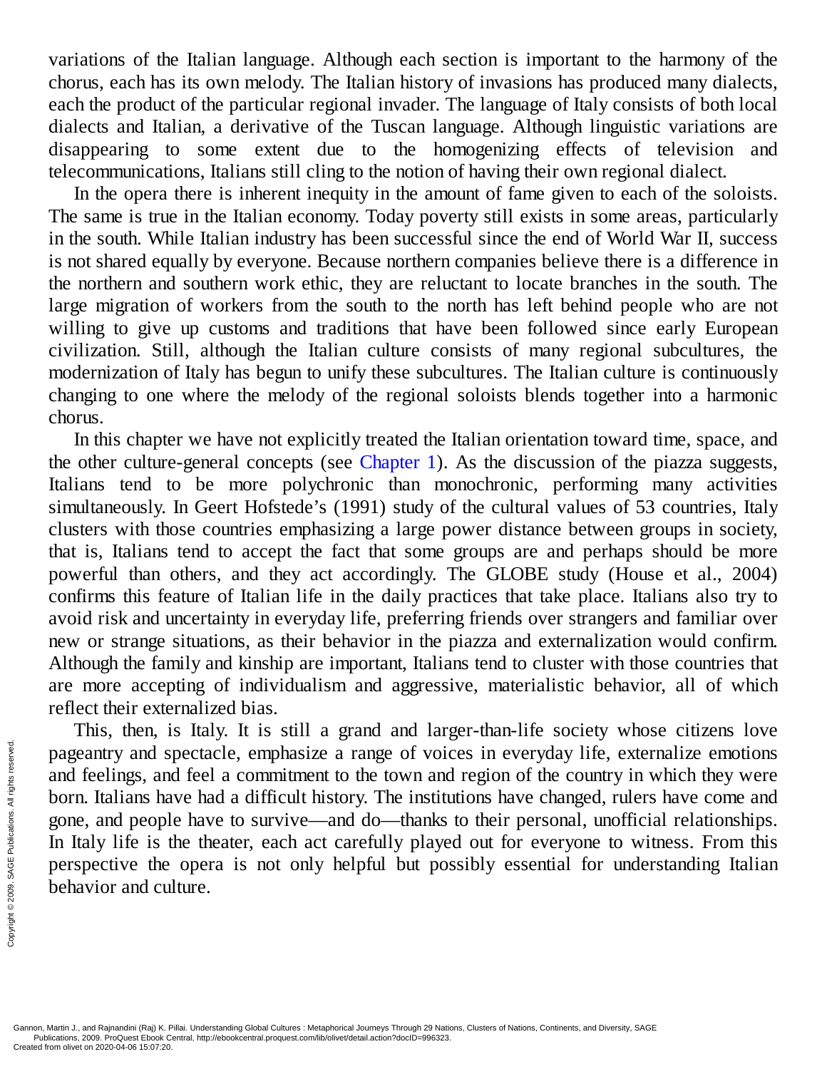variations of the Italian language. Although each section is important to the harmony of the chorus, each has its own melody. The Italian history of invasions has produced many dialects, each the product of the particular regional invader. The language of Italy consists of both local dialects and Italian, a derivative of the Tuscan language. Although linguistic variations are disappearing to some extent due to the homogenizing effects of television and telecommunications, Italians still cling to the notion of having their own regional dialect.

In the opera there is inherent inequity in the amount of fame given to each of the soloists. The same is true in the Italian economy. Today poverty still exists in some areas, particularly in the south. While Italian industry has been successful since the end of World War II, success is not shared equally by everyone. Because northern companies believe there is a difference in the northern and southern work ethic, they are reluctant to locate branches in the south. The large migration of workers from the south to the north has left behind people who are not willing to give up customs and traditions that have been followed since early European civilization. Still, although the Italian culture consists of many regional subcultures, the modernization of Italy has begun to unify these subcultures. The Italian culture is continuously changing to one where the melody of the regional soloists blends together into a harmonic chorus.

In this chapter we have not explicitly treated the Italian orientation toward time, space, and the other culture-general concepts (see Chapter 1). As the discussion of the piazza suggests, Italians tend to be more polychronic than monochronic, performing many activities simultaneously. In Geert Hofstede's (1991) study of the cultural values of 53 countries, Italy clusters with those countries emphasizing a large power distance between groups in society, that is, Italians tend to accept the fact that some groups are and perhaps should be more powerful than others, and they act accordingly. The GLOBE study (House et al., 2004) confirms this feature of Italian life in the daily practices that take place. Italians also try to avoid risk and uncertainty in everyday life, preferring friends over strangers and familiar over new or strange situations, as their behavior in the piazza and externalization would confirm. Although the family and kinship are important, Italians tend to cluster with those countries that are more accepting of individualism and aggressive, materialistic behavior, all of which reflect their externalized bias.

This, then, is Italy. It is still a grand and larger-than-life society whose citizens love pageantry and spectacle, emphasize a range of voices in everyday life, externalize emotions and feelings, and feel a commitment to the town and region of the country in which they were born. Italians have had a difficult history. The institutions have changed, rulers have come and gone, and people have to survive—and do—thanks to their personal, unofficial relationships. In Italy life is the theater, each act carefully played out for everyone to witness. From this perspective the opera is not only helpful but possibly essential for understanding Italian behavior and culture.